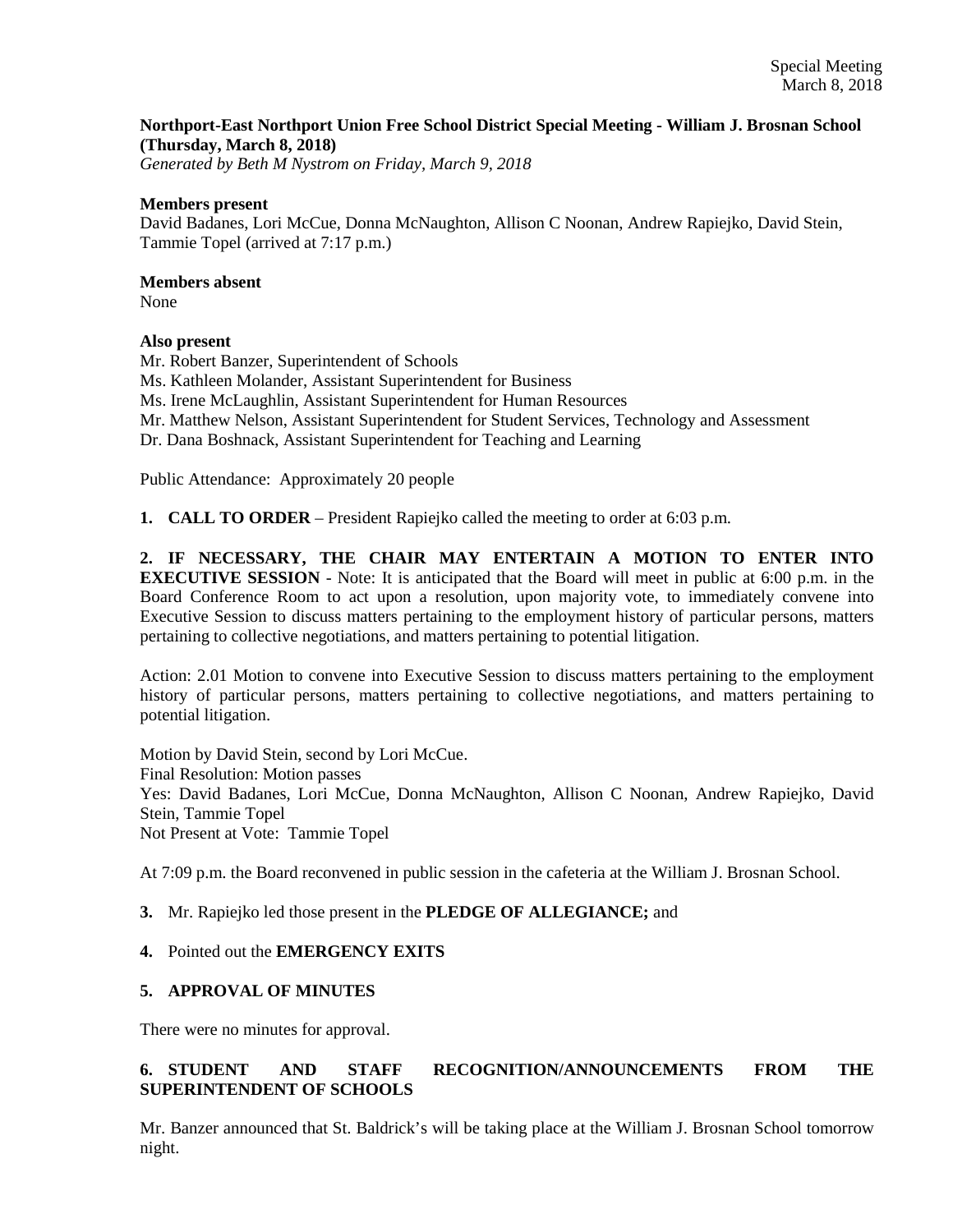**Northport-East Northport Union Free School District Special Meeting - William J. Brosnan School (Thursday, March 8, 2018)**
*Generated by Beth M Nystrom on Friday, March 9, 2018*

**Members present**
David Badanes, Lori McCue, Donna McNaughton, Allison C Noonan, Andrew Rapiejko, David Stein, Tammie Topel (arrived at 7:17 p.m.)

**Members absent**
None

**Also present**
Mr. Robert Banzer, Superintendent of Schools
Ms. Kathleen Molander, Assistant Superintendent for Business
Ms. Irene McLaughlin, Assistant Superintendent for Human Resources
Mr. Matthew Nelson, Assistant Superintendent for Student Services, Technology and Assessment
Dr. Dana Boshnack, Assistant Superintendent for Teaching and Learning

Public Attendance: Approximately 20 people

**1. CALL TO ORDER** – President Rapiejko called the meeting to order at 6:03 p.m.

**2. IF NECESSARY, THE CHAIR MAY ENTERTAIN A MOTION TO ENTER INTO EXECUTIVE SESSION** - Note: It is anticipated that the Board will meet in public at 6:00 p.m. in the Board Conference Room to act upon a resolution, upon majority vote, to immediately convene into Executive Session to discuss matters pertaining to the employment history of particular persons, matters pertaining to collective negotiations, and matters pertaining to potential litigation.

Action: 2.01 Motion to convene into Executive Session to discuss matters pertaining to the employment history of particular persons, matters pertaining to collective negotiations, and matters pertaining to potential litigation.

Motion by David Stein, second by Lori McCue.
Final Resolution: Motion passes
Yes: David Badanes, Lori McCue, Donna McNaughton, Allison C Noonan, Andrew Rapiejko, David Stein, Tammie Topel
Not Present at Vote: Tammie Topel

At 7:09 p.m. the Board reconvened in public session in the cafeteria at the William J. Brosnan School.

**3.** Mr. Rapiejko led those present in the **PLEDGE OF ALLEGIANCE;** and

**4.** Pointed out the **EMERGENCY EXITS**

**5. APPROVAL OF MINUTES**

There were no minutes for approval.

**6. STUDENT AND STAFF RECOGNITION/ANNOUNCEMENTS FROM THE SUPERINTENDENT OF SCHOOLS**

Mr. Banzer announced that St. Baldrick's will be taking place at the William J. Brosnan School tomorrow night.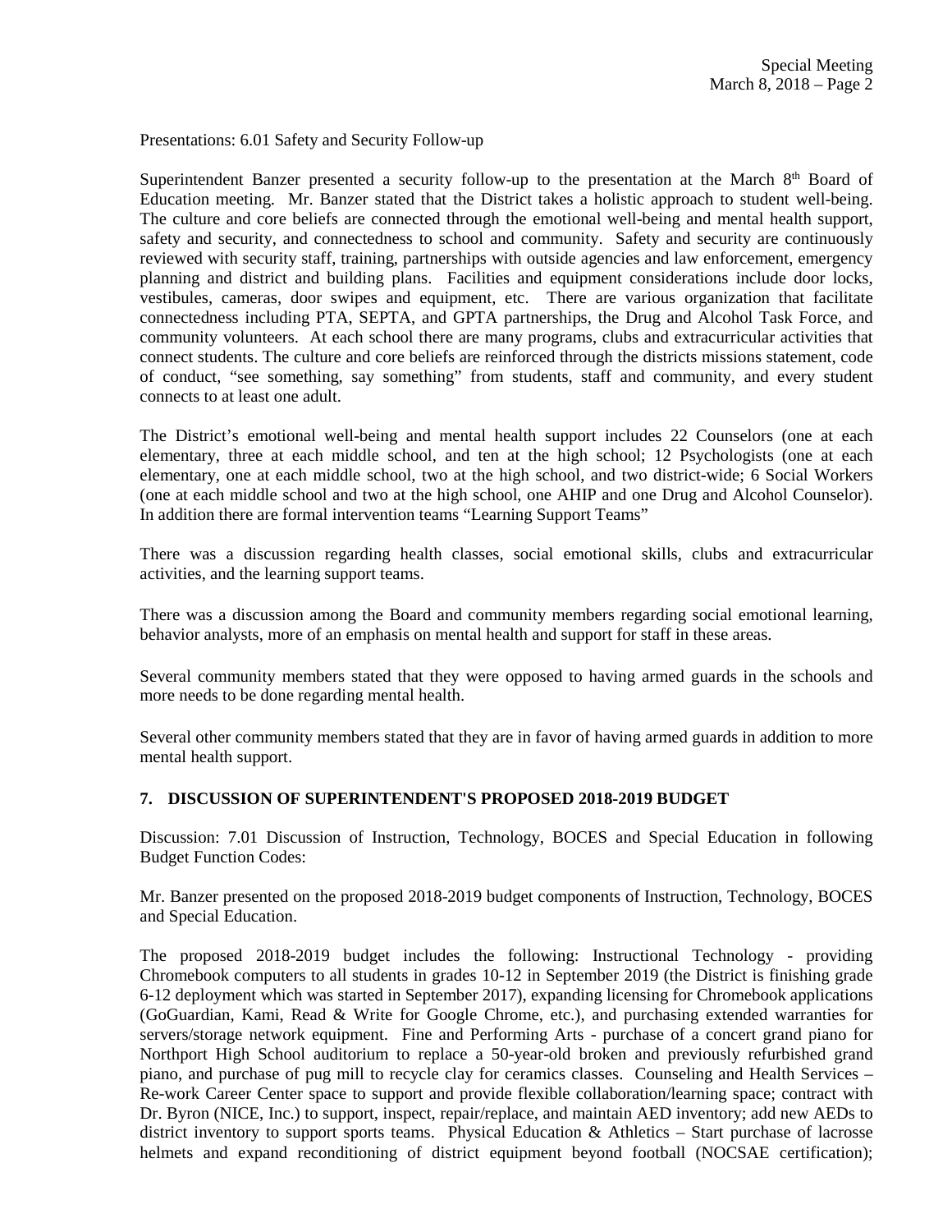Presentations: 6.01 Safety and Security Follow-up

Superintendent Banzer presented a security follow-up to the presentation at the March 8th Board of Education meeting. Mr. Banzer stated that the District takes a holistic approach to student well-being. The culture and core beliefs are connected through the emotional well-being and mental health support, safety and security, and connectedness to school and community. Safety and security are continuously reviewed with security staff, training, partnerships with outside agencies and law enforcement, emergency planning and district and building plans. Facilities and equipment considerations include door locks, vestibules, cameras, door swipes and equipment, etc. There are various organization that facilitate connectedness including PTA, SEPTA, and GPTA partnerships, the Drug and Alcohol Task Force, and community volunteers. At each school there are many programs, clubs and extracurricular activities that connect students. The culture and core beliefs are reinforced through the districts missions statement, code of conduct, "see something, say something" from students, staff and community, and every student connects to at least one adult.

The District's emotional well-being and mental health support includes 22 Counselors (one at each elementary, three at each middle school, and ten at the high school; 12 Psychologists (one at each elementary, one at each middle school, two at the high school, and two district-wide; 6 Social Workers (one at each middle school and two at the high school, one AHIP and one Drug and Alcohol Counselor). In addition there are formal intervention teams "Learning Support Teams"

There was a discussion regarding health classes, social emotional skills, clubs and extracurricular activities, and the learning support teams.

There was a discussion among the Board and community members regarding social emotional learning, behavior analysts, more of an emphasis on mental health and support for staff in these areas.

Several community members stated that they were opposed to having armed guards in the schools and more needs to be done regarding mental health.

Several other community members stated that they are in favor of having armed guards in addition to more mental health support.

## 7. DISCUSSION OF SUPERINTENDENT'S PROPOSED 2018-2019 BUDGET

Discussion: 7.01 Discussion of Instruction, Technology, BOCES and Special Education in following Budget Function Codes:

Mr. Banzer presented on the proposed 2018-2019 budget components of Instruction, Technology, BOCES and Special Education.

The proposed 2018-2019 budget includes the following: Instructional Technology - providing Chromebook computers to all students in grades 10-12 in September 2019 (the District is finishing grade 6-12 deployment which was started in September 2017), expanding licensing for Chromebook applications (GoGuardian, Kami, Read & Write for Google Chrome, etc.), and purchasing extended warranties for servers/storage network equipment. Fine and Performing Arts - purchase of a concert grand piano for Northport High School auditorium to replace a 50-year-old broken and previously refurbished grand piano, and purchase of pug mill to recycle clay for ceramics classes. Counseling and Health Services – Re-work Career Center space to support and provide flexible collaboration/learning space; contract with Dr. Byron (NICE, Inc.) to support, inspect, repair/replace, and maintain AED inventory; add new AEDs to district inventory to support sports teams. Physical Education & Athletics – Start purchase of lacrosse helmets and expand reconditioning of district equipment beyond football (NOCSAE certification);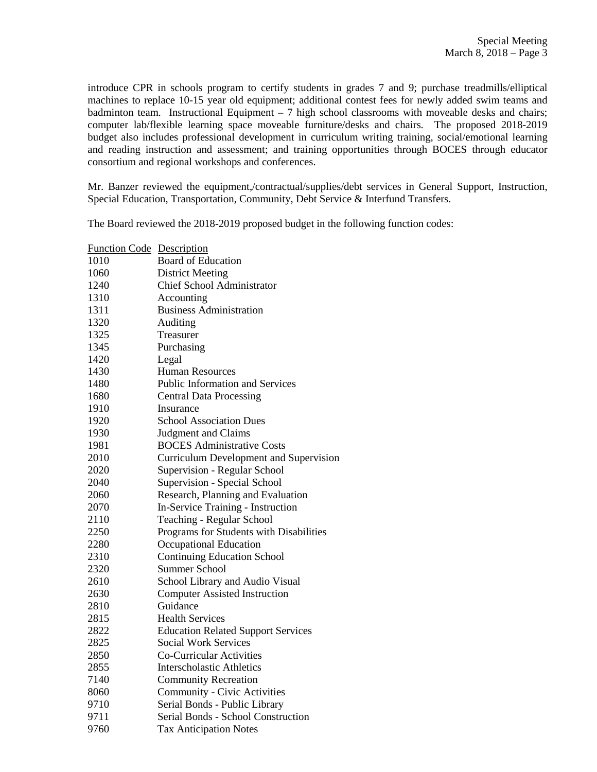introduce CPR in schools program to certify students in grades 7 and 9; purchase treadmills/elliptical machines to replace 10-15 year old equipment; additional contest fees for newly added swim teams and badminton team. Instructional Equipment – 7 high school classrooms with moveable desks and chairs; computer lab/flexible learning space moveable furniture/desks and chairs. The proposed 2018-2019 budget also includes professional development in curriculum writing training, social/emotional learning and reading instruction and assessment; and training opportunities through BOCES through educator consortium and regional workshops and conferences.

Mr. Banzer reviewed the equipment,/contractual/supplies/debt services in General Support, Instruction, Special Education, Transportation, Community, Debt Service & Interfund Transfers.

The Board reviewed the 2018-2019 proposed budget in the following function codes:

| Function Code | Description |
|---|---|
| 1010 | Board of Education |
| 1060 | District Meeting |
| 1240 | Chief School Administrator |
| 1310 | Accounting |
| 1311 | Business Administration |
| 1320 | Auditing |
| 1325 | Treasurer |
| 1345 | Purchasing |
| 1420 | Legal |
| 1430 | Human Resources |
| 1480 | Public Information and Services |
| 1680 | Central Data Processing |
| 1910 | Insurance |
| 1920 | School Association Dues |
| 1930 | Judgment and Claims |
| 1981 | BOCES Administrative Costs |
| 2010 | Curriculum Development and Supervision |
| 2020 | Supervision - Regular School |
| 2040 | Supervision - Special School |
| 2060 | Research, Planning and Evaluation |
| 2070 | In-Service Training - Instruction |
| 2110 | Teaching - Regular School |
| 2250 | Programs for Students with Disabilities |
| 2280 | Occupational Education |
| 2310 | Continuing Education School |
| 2320 | Summer School |
| 2610 | School Library and Audio Visual |
| 2630 | Computer Assisted Instruction |
| 2810 | Guidance |
| 2815 | Health Services |
| 2822 | Education Related Support Services |
| 2825 | Social Work Services |
| 2850 | Co-Curricular Activities |
| 2855 | Interscholastic Athletics |
| 7140 | Community Recreation |
| 8060 | Community - Civic Activities |
| 9710 | Serial Bonds - Public Library |
| 9711 | Serial Bonds - School Construction |
| 9760 | Tax Anticipation Notes |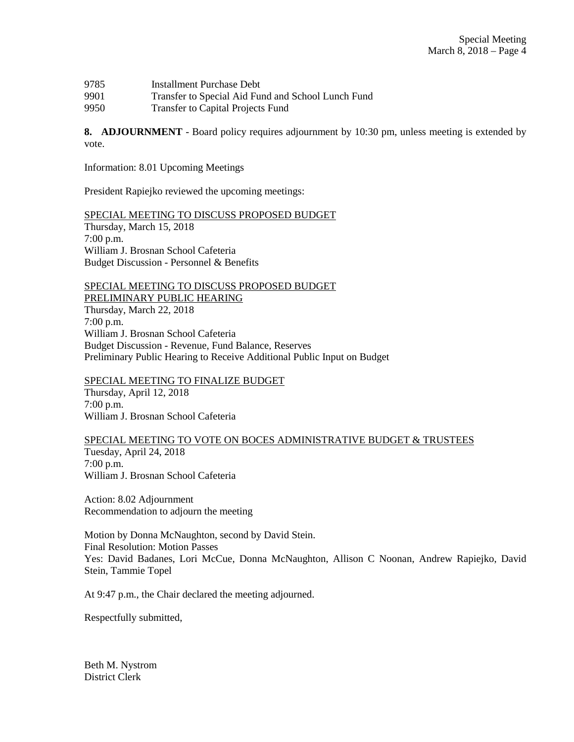| | |
|---|---|
| 9785 | Installment Purchase Debt |
| 9901 | Transfer to Special Aid Fund and School Lunch Fund |
| 9950 | Transfer to Capital Projects Fund |

**8. ADJOURNMENT** - Board policy requires adjournment by 10:30 pm, unless meeting is extended by vote.

Information: 8.01 Upcoming Meetings

President Rapiejko reviewed the upcoming meetings:

SPECIAL MEETING TO DISCUSS PROPOSED BUDGET
Thursday, March 15, 2018
7:00 p.m.
William J. Brosnan School Cafeteria
Budget Discussion - Personnel & Benefits

SPECIAL MEETING TO DISCUSS PROPOSED BUDGET
PRELIMINARY PUBLIC HEARING
Thursday, March 22, 2018
7:00 p.m.
William J. Brosnan School Cafeteria
Budget Discussion - Revenue, Fund Balance, Reserves
Preliminary Public Hearing to Receive Additional Public Input on Budget

SPECIAL MEETING TO FINALIZE BUDGET
Thursday, April 12, 2018
7:00 p.m.
William J. Brosnan School Cafeteria

SPECIAL MEETING TO VOTE ON BOCES ADMINISTRATIVE BUDGET & TRUSTEES
Tuesday, April 24, 2018
7:00 p.m.
William J. Brosnan School Cafeteria

Action: 8.02 Adjournment
Recommendation to adjourn the meeting

Motion by Donna McNaughton, second by David Stein.
Final Resolution: Motion Passes
Yes: David Badanes, Lori McCue, Donna McNaughton, Allison C Noonan, Andrew Rapiejko, David Stein, Tammie Topel

At 9:47 p.m., the Chair declared the meeting adjourned.

Respectfully submitted,

Beth M. Nystrom
District Clerk